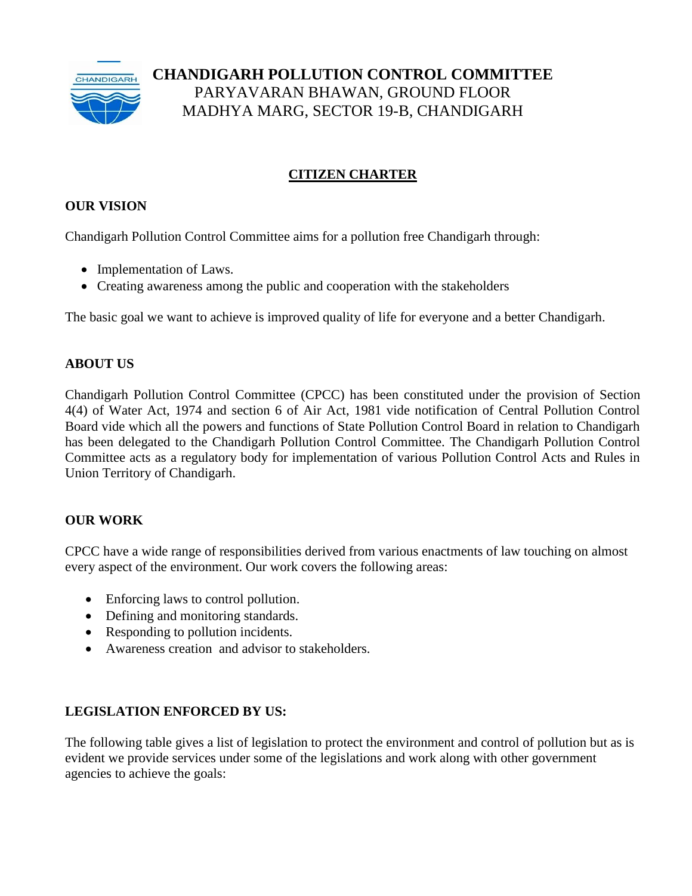# CHANDIGARH POLLUTION CONTROL COMMITTEE

PARYAVARAN BHAWAN, GROUND FLOOR
MADHYA MARG, SECTOR 19-B, CHANDIGARH

## CITIZEN CHARTER

### OUR VISION

Chandigarh Pollution Control Committee aims for a pollution free Chandigarh through:

- Implementation of Laws.
- Creating awareness among the public and cooperation with the stakeholders

The basic goal we want to achieve is improved quality of life for everyone and a better Chandigarh.

### ABOUT US

Chandigarh Pollution Control Committee (CPCC) has been constituted under the provision of Section 4(4) of Water Act, 1974 and section 6 of Air Act, 1981 vide notification of Central Pollution Control Board vide which all the powers and functions of State Pollution Control Board in relation to Chandigarh has been delegated to the Chandigarh Pollution Control Committee. The Chandigarh Pollution Control Committee acts as a regulatory body for implementation of various Pollution Control Acts and Rules in Union Territory of Chandigarh.

### OUR WORK

CPCC have a wide range of responsibilities derived from various enactments of law touching on almost every aspect of the environment. Our work covers the following areas:

- Enforcing laws to control pollution.
- Defining and monitoring standards.
- Responding to pollution incidents.
- Awareness creation and advisor to stakeholders.

### LEGISLATION ENFORCED BY US:

The following table gives a list of legislation to protect the environment and control of pollution but as is evident we provide services under some of the legislations and work along with other government agencies to achieve the goals: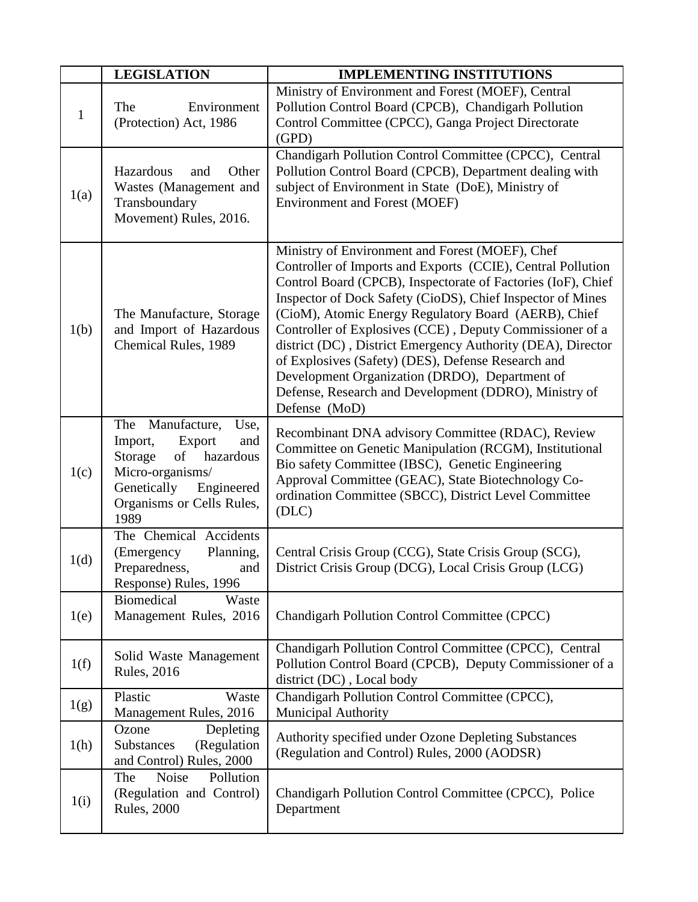|  | LEGISLATION | IMPLEMENTING INSTITUTIONS |
|---|---|---|
| 1 | The Environment (Protection) Act, 1986 | Ministry of Environment and Forest (MOEF), Central Pollution Control Board (CPCB), Chandigarh Pollution Control Committee (CPCC), Ganga Project Directorate (GPD) |
| 1(a) | Hazardous and Other Wastes (Management and Transboundary Movement) Rules, 2016. | Chandigarh Pollution Control Committee (CPCC), Central Pollution Control Board (CPCB), Department dealing with subject of Environment in State (DoE), Ministry of Environment and Forest (MOEF) |
| 1(b) | The Manufacture, Storage and Import of Hazardous Chemical Rules, 1989 | Ministry of Environment and Forest (MOEF), Chef Controller of Imports and Exports (CCIE), Central Pollution Control Board (CPCB), Inspectorate of Factories (IoF), Chief Inspector of Dock Safety (CioDS), Chief Inspector of Mines (CioM), Atomic Energy Regulatory Board (AERB), Chief Controller of Explosives (CCE) , Deputy Commissioner of a district (DC) , District Emergency Authority (DEA), Director of Explosives (Safety) (DES), Defense Research and Development Organization (DRDO), Department of Defense, Research and Development (DDRO), Ministry of Defense (MoD) |
| 1(c) | The Manufacture, Use, Import, Export and Storage of hazardous Micro-organisms/ Genetically Engineered Organisms or Cells Rules, 1989 | Recombinant DNA advisory Committee (RDAC), Review Committee on Genetic Manipulation (RCGM), Institutional Bio safety Committee (IBSC), Genetic Engineering Approval Committee (GEAC), State Biotechnology Co-ordination Committee (SBCC), District Level Committee (DLC) |
| 1(d) | The Chemical Accidents (Emergency Planning, Preparedness, and Response) Rules, 1996 | Central Crisis Group (CCG), State Crisis Group (SCG), District Crisis Group (DCG), Local Crisis Group (LCG) |
| 1(e) | Biomedical Waste Management Rules, 2016 | Chandigarh Pollution Control Committee (CPCC) |
| 1(f) | Solid Waste Management Rules, 2016 | Chandigarh Pollution Control Committee (CPCC), Central Pollution Control Board (CPCB), Deputy Commissioner of a district (DC) , Local body |
| 1(g) | Plastic Waste Management Rules, 2016 | Chandigarh Pollution Control Committee (CPCC), Municipal Authority |
| 1(h) | Ozone Depleting Substances (Regulation and Control) Rules, 2000 | Authority specified under Ozone Depleting Substances (Regulation and Control) Rules, 2000 (AODSR) |
| 1(i) | The Noise Pollution (Regulation and Control) Rules, 2000 | Chandigarh Pollution Control Committee (CPCC), Police Department |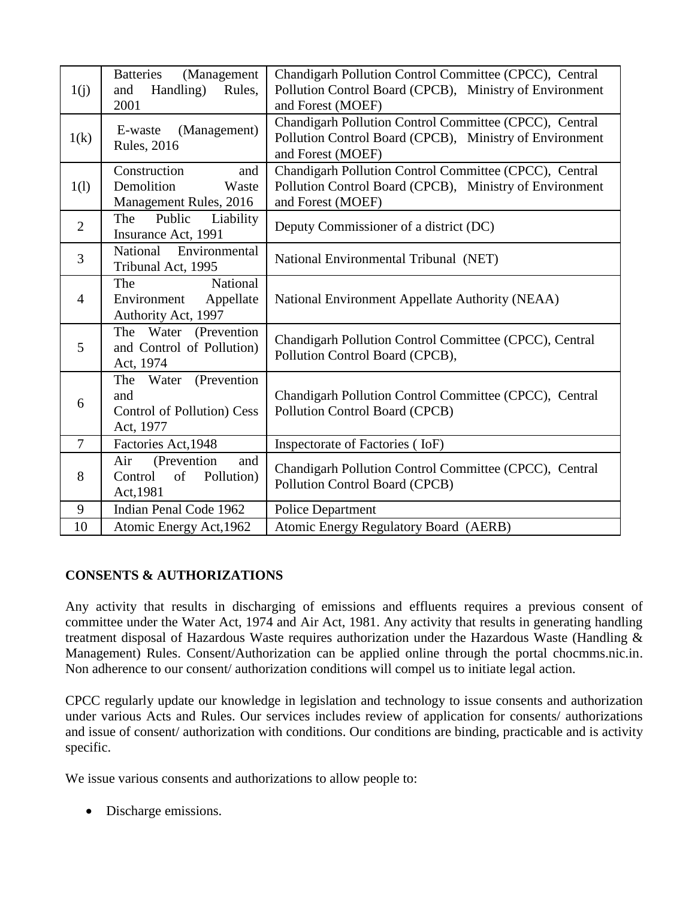| 1(j) | Batteries (Management and Handling) Rules, 2001 | Chandigarh Pollution Control Committee (CPCC), Central Pollution Control Board (CPCB), Ministry of Environment and Forest (MOEF) |
|---|---|---|
| 1(k) | E-waste (Management) Rules, 2016 | Chandigarh Pollution Control Committee (CPCC), Central Pollution Control Board (CPCB), Ministry of Environment and Forest (MOEF) |
| 1(l) | Construction and Demolition Waste Management Rules, 2016 | Chandigarh Pollution Control Committee (CPCC), Central Pollution Control Board (CPCB), Ministry of Environment and Forest (MOEF) |
| 2 | The Public Liability Insurance Act, 1991 | Deputy Commissioner of a district (DC) |
| 3 | National Environmental Tribunal Act, 1995 | National Environmental Tribunal (NET) |
| 4 | The National Environment Appellate Authority Act, 1997 | National Environment Appellate Authority (NEAA) |
| 5 | The Water (Prevention and Control of Pollution) Act, 1974 | Chandigarh Pollution Control Committee (CPCC), Central Pollution Control Board (CPCB), |
| 6 | The Water (Prevention and Control of Pollution) Cess Act, 1977 | Chandigarh Pollution Control Committee (CPCC), Central Pollution Control Board (CPCB) |
| 7 | Factories Act,1948 | Inspectorate of Factories ( IoF) |
| 8 | Air (Prevention and Control of Pollution) Act,1981 | Chandigarh Pollution Control Committee (CPCC), Central Pollution Control Board (CPCB) |
| 9 | Indian Penal Code 1962 | Police Department |
| 10 | Atomic Energy Act,1962 | Atomic Energy Regulatory Board (AERB) |

**CONSENTS & AUTHORIZATIONS**

Any activity that results in discharging of emissions and effluents requires a previous consent of committee under the Water Act, 1974 and Air Act, 1981. Any activity that results in generating handling treatment disposal of Hazardous Waste requires authorization under the Hazardous Waste (Handling & Management) Rules. Consent/Authorization can be applied online through the portal chocmms.nic.in. Non adherence to our consent/ authorization conditions will compel us to initiate legal action.

CPCC regularly update our knowledge in legislation and technology to issue consents and authorization under various Acts and Rules. Our services includes review of application for consents/ authorizations and issue of consent/ authorization with conditions. Our conditions are binding, practicable and is activity specific.

We issue various consents and authorizations to allow people to:

- Discharge emissions.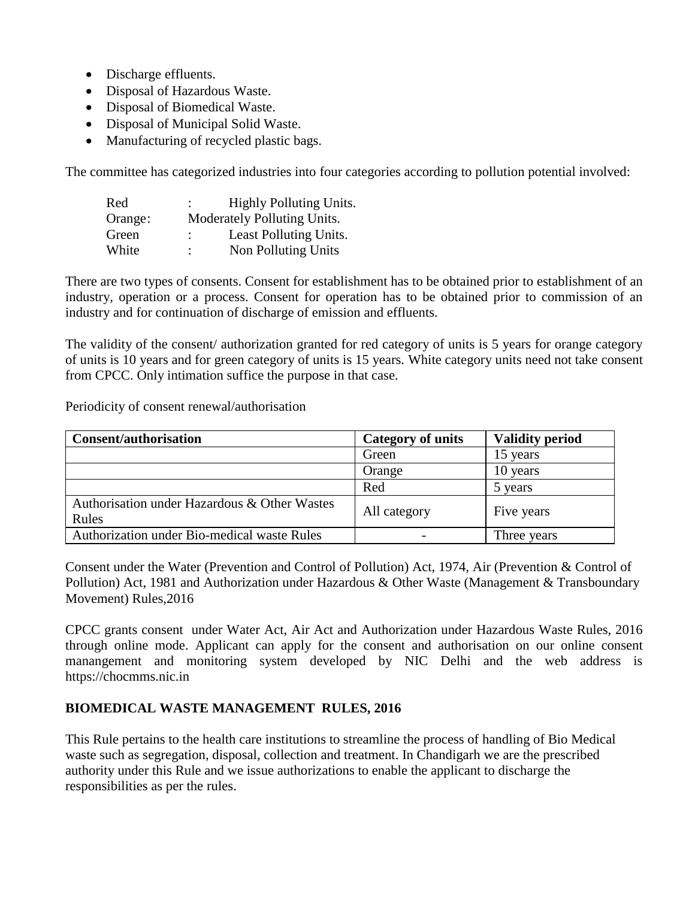- Discharge effluents.
- Disposal of Hazardous Waste.
- Disposal of Biomedical Waste.
- Disposal of Municipal Solid Waste.
- Manufacturing of recycled plastic bags.

The committee has categorized industries into four categories according to pollution potential involved:

Red : Highly Polluting Units.
Orange: Moderately Polluting Units.
Green : Least Polluting Units.
White : Non Polluting Units

There are two types of consents. Consent for establishment has to be obtained prior to establishment of an industry, operation or a process. Consent for operation has to be obtained prior to commission of an industry and for continuation of discharge of emission and effluents.

The validity of the consent/ authorization granted for red category of units is 5 years for orange category of units is 10 years and for green category of units is 15 years. White category units need not take consent from CPCC. Only intimation suffice the purpose in that case.

Periodicity of consent renewal/authorisation

| **Consent/authorisation** | **Category of units** | **Validity period** |
|---|---|---|
| | Green | 15 years |
| | Orange | 10 years |
| | Red | 5 years |
| Authorisation under Hazardous & Other Wastes Rules | All category | Five years |
| Authorization under Bio-medical waste Rules | - | Three years |

Consent under the Water (Prevention and Control of Pollution) Act, 1974, Air (Prevention & Control of Pollution) Act, 1981 and Authorization under Hazardous & Other Waste (Management & Transboundary Movement) Rules,2016

CPCC grants consent under Water Act, Air Act and Authorization under Hazardous Waste Rules, 2016 through online mode. Applicant can apply for the consent and authorisation on our online consent manangement and monitoring system developed by NIC Delhi and the web address is https://chocmms.nic.in

**BIOMEDICAL WASTE MANAGEMENT RULES, 2016**

This Rule pertains to the health care institutions to streamline the process of handling of Bio Medical waste such as segregation, disposal, collection and treatment. In Chandigarh we are the prescribed authority under this Rule and we issue authorizations to enable the applicant to discharge the responsibilities as per the rules.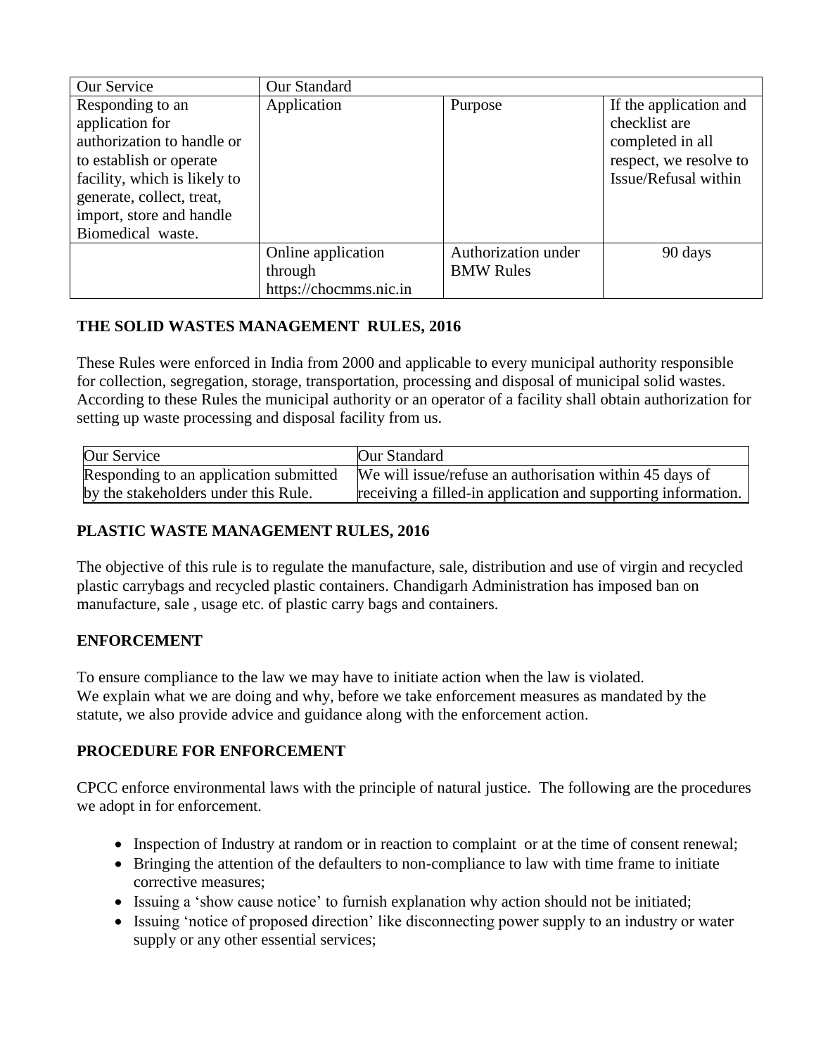| Our Service | Our Standard | | |
|---|---|---|---|
| Responding to an application for authorization to handle or to establish or operate facility, which is likely to generate, collect, treat, import, store and handle Biomedical waste. | Application | Purpose | If the application and checklist are completed in all respect, we resolve to Issue/Refusal within |
| | Online application through https://chocmms.nic.in | Authorization under BMW Rules | 90 days |

### THE SOLID WASTES MANAGEMENT RULES, 2016

These Rules were enforced in India from 2000 and applicable to every municipal authority responsible for collection, segregation, storage, transportation, processing and disposal of municipal solid wastes. According to these Rules the municipal authority or an operator of a facility shall obtain authorization for setting up waste processing and disposal facility from us.

| Our Service | Our Standard |
|---|---|
| Responding to an application submitted by the stakeholders under this Rule. | We will issue/refuse an authorisation within 45 days of receiving a filled-in application and supporting information. |

### PLASTIC WASTE MANAGEMENT RULES, 2016

The objective of this rule is to regulate the manufacture, sale, distribution and use of virgin and recycled plastic carrybags and recycled plastic containers. Chandigarh Administration has imposed ban on manufacture, sale , usage etc. of plastic carry bags and containers.

### ENFORCEMENT

To ensure compliance to the law we may have to initiate action when the law is violated.
We explain what we are doing and why, before we take enforcement measures as mandated by the statute, we also provide advice and guidance along with the enforcement action.

### PROCEDURE FOR ENFORCEMENT

CPCC enforce environmental laws with the principle of natural justice. The following are the procedures we adopt in for enforcement.

- Inspection of Industry at random or in reaction to complaint or at the time of consent renewal;
- Bringing the attention of the defaulters to non-compliance to law with time frame to initiate corrective measures;
- Issuing a 'show cause notice' to furnish explanation why action should not be initiated;
- Issuing 'notice of proposed direction' like disconnecting power supply to an industry or water supply or any other essential services;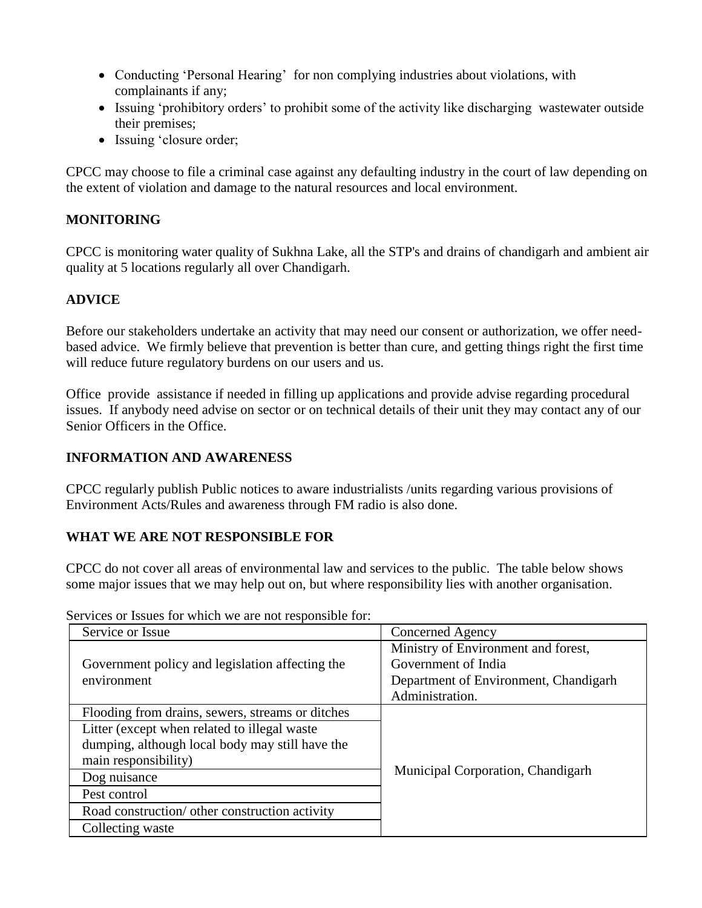- Conducting 'Personal Hearing' for non complying industries about violations, with complainants if any;
- Issuing 'prohibitory orders' to prohibit some of the activity like discharging wastewater outside their premises;
- Issuing 'closure order;

CPCC may choose to file a criminal case against any defaulting industry in the court of law depending on the extent of violation and damage to the natural resources and local environment.

## MONITORING

CPCC is monitoring water quality of Sukhna Lake, all the STP's and drains of chandigarh and ambient air quality at 5 locations regularly all over Chandigarh.

## ADVICE

Before our stakeholders undertake an activity that may need our consent or authorization, we offer need-based advice. We firmly believe that prevention is better than cure, and getting things right the first time will reduce future regulatory burdens on our users and us.

Office provide assistance if needed in filling up applications and provide advise regarding procedural issues. If anybody need advise on sector or on technical details of their unit they may contact any of our Senior Officers in the Office.

## INFORMATION AND AWARENESS

CPCC regularly publish Public notices to aware industrialists /units regarding various provisions of Environment Acts/Rules and awareness through FM radio is also done.

## WHAT WE ARE NOT RESPONSIBLE FOR

CPCC do not cover all areas of environmental law and services to the public. The table below shows some major issues that we may help out on, but where responsibility lies with another organisation.

Services or Issues for which we are not responsible for:

| Service or Issue | Concerned Agency |
|---|---|
| Government policy and legislation affecting the environment | Ministry of Environment and forest, Government of India<br>Department of Environment, Chandigarh Administration. |
| Flooding from drains, sewers, streams or ditches | Municipal Corporation, Chandigarh |
| Litter (except when related to illegal waste dumping, although local body may still have the main responsibility) | |
| Dog nuisance | |
| Pest control | |
| Road construction/ other construction activity | |
| Collecting waste | |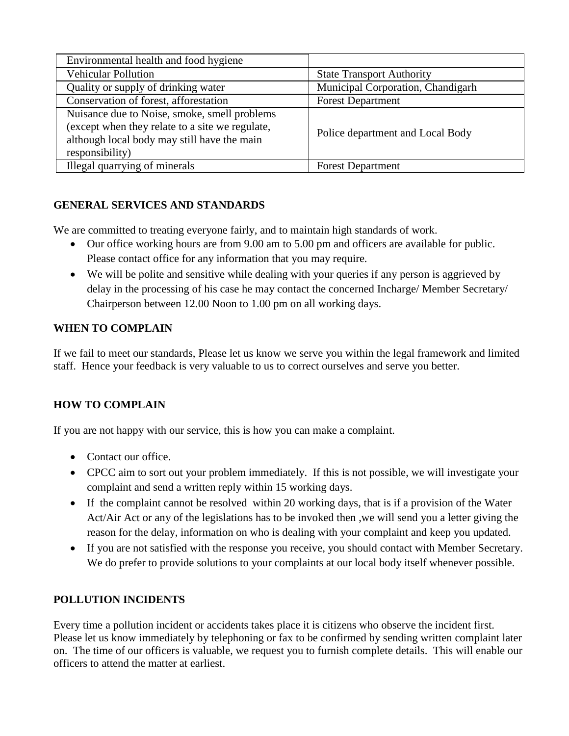| | |
|---|---|
| Environmental health and food hygiene | |
| Vehicular Pollution | State Transport Authority |
| Quality or supply of drinking water | Municipal Corporation, Chandigarh |
| Conservation of forest, afforestation | Forest Department |
| Nuisance due to Noise, smoke, smell problems (except when they relate to a site we regulate, although local body may still have the main responsibility) | Police department and Local Body |
| Illegal quarrying of minerals | Forest Department |

## GENERAL SERVICES AND STANDARDS

We are committed to treating everyone fairly, and to maintain high standards of work.

- Our office working hours are from 9.00 am to 5.00 pm and officers are available for public. Please contact office for any information that you may require.
- We will be polite and sensitive while dealing with your queries if any person is aggrieved by delay in the processing of his case he may contact the concerned Incharge/ Member Secretary/ Chairperson between 12.00 Noon to 1.00 pm on all working days.

## WHEN TO COMPLAIN

If we fail to meet our standards, Please let us know we serve you within the legal framework and limited staff. Hence your feedback is very valuable to us to correct ourselves and serve you better.

## HOW TO COMPLAIN

If you are not happy with our service, this is how you can make a complaint.

- Contact our office.
- CPCC aim to sort out your problem immediately. If this is not possible, we will investigate your complaint and send a written reply within 15 working days.
- If the complaint cannot be resolved within 20 working days, that is if a provision of the Water Act/Air Act or any of the legislations has to be invoked then ,we will send you a letter giving the reason for the delay, information on who is dealing with your complaint and keep you updated.
- If you are not satisfied with the response you receive, you should contact with Member Secretary. We do prefer to provide solutions to your complaints at our local body itself whenever possible.

## POLLUTION INCIDENTS

Every time a pollution incident or accidents takes place it is citizens who observe the incident first. Please let us know immediately by telephoning or fax to be confirmed by sending written complaint later on. The time of our officers is valuable, we request you to furnish complete details. This will enable our officers to attend the matter at earliest.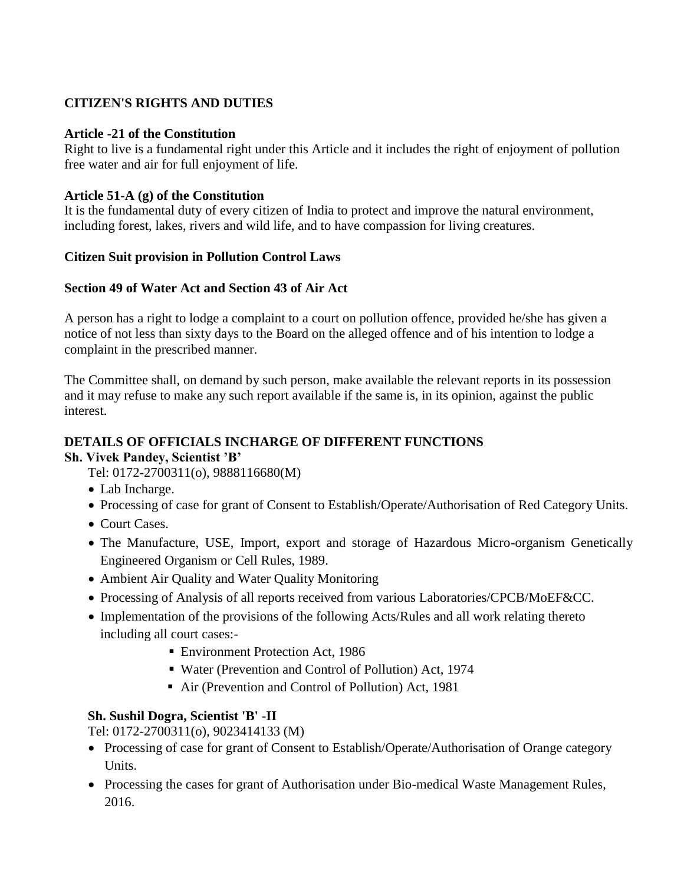**CITIZEN'S RIGHTS AND DUTIES**

**Article -21 of the Constitution**
Right to live is a fundamental right under this Article and it includes the right of enjoyment of pollution free water and air for full enjoyment of life.

**Article 51-A (g) of the Constitution**
It is the fundamental duty of every citizen of India to protect and improve the natural environment, including forest, lakes, rivers and wild life, and to have compassion for living creatures.

**Citizen Suit provision in Pollution Control Laws**

**Section 49 of Water Act and Section 43 of Air Act**

A person has a right to lodge a complaint to a court on pollution offence, provided he/she has given a notice of not less than sixty days to the Board on the alleged offence and of his intention to lodge a complaint in the prescribed manner.

The Committee shall, on demand by such person, make available the relevant reports in its possession and it may refuse to make any such report available if the same is, in its opinion, against the public interest.

**DETAILS OF OFFICIALS INCHARGE OF DIFFERENT FUNCTIONS**

**Sh. Vivek Pandey, Scientist 'B'**

Tel: 0172-2700311(o), 9888116680(M)

- Lab Incharge.
- Processing of case for grant of Consent to Establish/Operate/Authorisation of Red Category Units.
- Court Cases.
- The Manufacture, USE, Import, export and storage of Hazardous Micro-organism Genetically Engineered Organism or Cell Rules, 1989.
- Ambient Air Quality and Water Quality Monitoring
- Processing of Analysis of all reports received from various Laboratories/CPCB/MoEF&CC.
- Implementation of the provisions of the following Acts/Rules and all work relating thereto including all court cases:-
  - Environment Protection Act, 1986
  - Water (Prevention and Control of Pollution) Act, 1974
  - Air (Prevention and Control of Pollution) Act, 1981

**Sh. Sushil Dogra, Scientist 'B' -II**

Tel: 0172-2700311(o), 9023414133 (M)

- Processing of case for grant of Consent to Establish/Operate/Authorisation of Orange category Units.
- Processing the cases for grant of Authorisation under Bio-medical Waste Management Rules, 2016.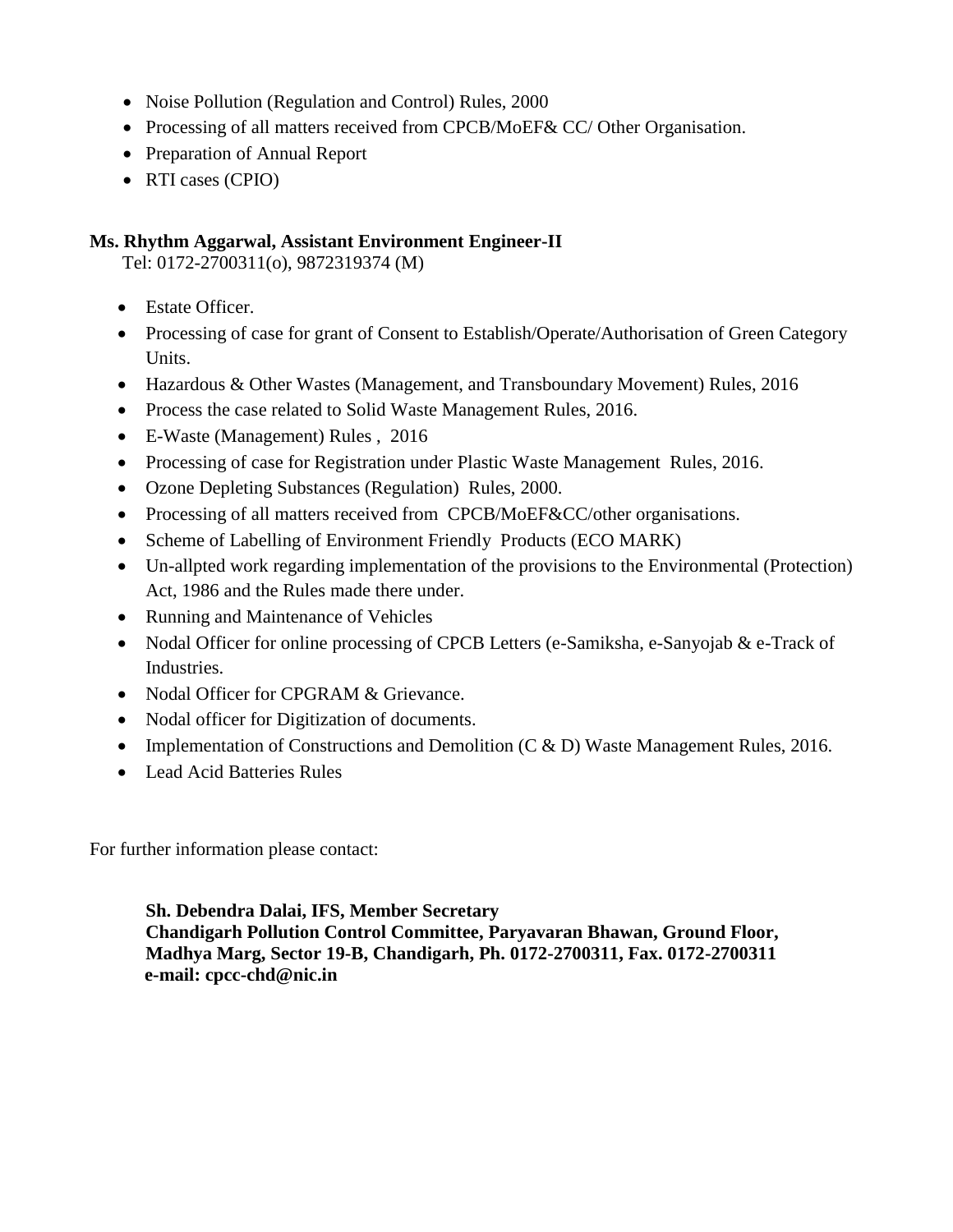- Noise Pollution (Regulation and Control) Rules, 2000
- Processing of all matters received from CPCB/MoEF& CC/ Other Organisation.
- Preparation of Annual Report
- RTI cases (CPIO)

**Ms. Rhythm Aggarwal, Assistant Environment Engineer-II**
Tel: 0172-2700311(o), 9872319374 (M)

- Estate Officer.
- Processing of case for grant of Consent to Establish/Operate/Authorisation of Green Category Units.
- Hazardous & Other Wastes (Management, and Transboundary Movement) Rules, 2016
- Process the case related to Solid Waste Management Rules, 2016.
- E-Waste (Management) Rules , 2016
- Processing of case for Registration under Plastic Waste Management Rules, 2016.
- Ozone Depleting Substances (Regulation) Rules, 2000.
- Processing of all matters received from CPCB/MoEF&CC/other organisations.
- Scheme of Labelling of Environment Friendly Products (ECO MARK)
- Un-allpted work regarding implementation of the provisions to the Environmental (Protection) Act, 1986 and the Rules made there under.
- Running and Maintenance of Vehicles
- Nodal Officer for online processing of CPCB Letters (e-Samiksha, e-Sanyojab & e-Track of Industries.
- Nodal Officer for CPGRAM & Grievance.
- Nodal officer for Digitization of documents.
- Implementation of Constructions and Demolition (C & D) Waste Management Rules, 2016.
- Lead Acid Batteries Rules

For further information please contact:

**Sh. Debendra Dalai, IFS, Member Secretary**
**Chandigarh Pollution Control Committee, Paryavaran Bhawan, Ground Floor, Madhya Marg, Sector 19-B, Chandigarh, Ph. 0172-2700311, Fax. 0172-2700311**
**e-mail: cpcc-chd@nic.in**